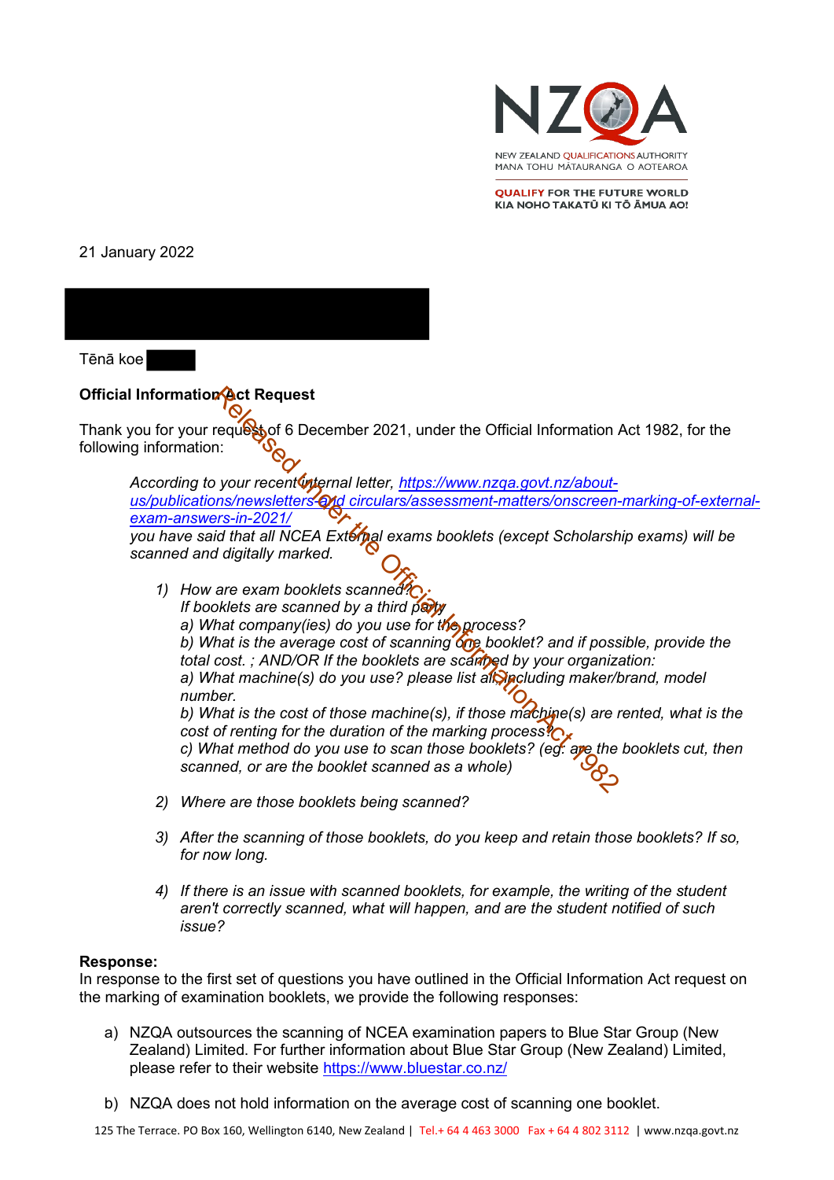NZQA

NEW ZEALAND QUALIFICATIONS AUTHORITY
MANA TOHU MĀTAURANGA O AOTEAROA

QUALIFY FOR THE FUTURE WORLD
KIA NOHO TAKATŪ KI TŌ ĀMUA AO!

21 January 2022

Tēnā koe

**Official Information Act Request**

Thank you for your request of 6 December 2021, under the Official Information Act 1982, for the following information:

> *According to your recent internal letter, [https://www.nzqa.govt.nz/about-us/publications/newsletters-and circulars/assessment-matters/onscreen-marking-of-external-exam-answers-in-2021/](https://www.nzqa.govt.nz/about-us/publications/newsletters-and%20circulars/assessment-matters/onscreen-marking-of-external-exam-answers-in-2021/)*
> *you have said that all NCEA External exams booklets (except Scholarship exams) will be scanned and digitally marked.*
>
> 1) *How are exam booklets scanned?*
>    *If booklets are scanned by a third party*
>    *a) What company(ies) do you use for the process?*
>    *b) What is the average cost of scanning one booklet? and if possible, provide the total cost. ; AND/OR If the booklets are scanned by your organization:*
>    *a) What machine(s) do you use? please list all including maker/brand, model number.*
>    *b) What is the cost of those machine(s), if those machine(s) are rented, what is the cost of renting for the duration of the marking process?*
>    *c) What method do you use to scan those booklets? (eg: are the booklets cut, then scanned, or are the booklet scanned as a whole)*
>
> 2) *Where are those booklets being scanned?*
>
> 3) *After the scanning of those booklets, do you keep and retain those booklets? If so, for now long.*
>
> 4) *If there is an issue with scanned booklets, for example, the writing of the student aren't correctly scanned, what will happen, and are the student notified of such issue?*

**Response:**
In response to the first set of questions you have outlined in the Official Information Act request on the marking of examination booklets, we provide the following responses:

a) NZQA outsources the scanning of NCEA examination papers to Blue Star Group (New Zealand) Limited. For further information about Blue Star Group (New Zealand) Limited, please refer to their website [https://www.bluestar.co.nz/](https://www.bluestar.co.nz/)

b) NZQA does not hold information on the average cost of scanning one booklet.

125 The Terrace. PO Box 160, Wellington 6140, New Zealand | Tel.+ 64 4 463 3000 Fax + 64 4 802 3112 | www.nzqa.govt.nz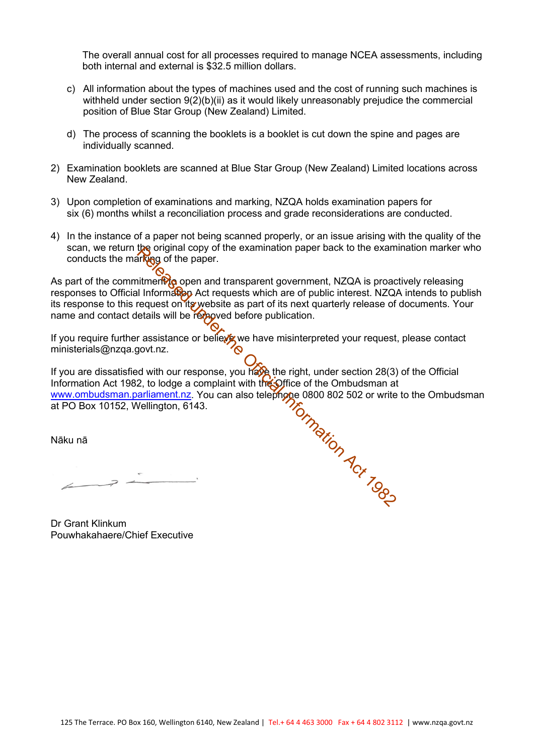The overall annual cost for all processes required to manage NCEA assessments, including both internal and external is $32.5 million dollars.

c) All information about the types of machines used and the cost of running such machines is withheld under section 9(2)(b)(ii) as it would likely unreasonably prejudice the commercial position of Blue Star Group (New Zealand) Limited.

d) The process of scanning the booklets is a booklet is cut down the spine and pages are individually scanned.

2) Examination booklets are scanned at Blue Star Group (New Zealand) Limited locations across New Zealand.

3) Upon completion of examinations and marking, NZQA holds examination papers for six (6) months whilst a reconciliation process and grade reconsiderations are conducted.

4) In the instance of a paper not being scanned properly, or an issue arising with the quality of the scan, we return the original copy of the examination paper back to the examination marker who conducts the marking of the paper.

As part of the commitment to open and transparent government, NZQA is proactively releasing responses to Official Information Act requests which are of public interest. NZQA intends to publish its response to this request on its website as part of its next quarterly release of documents. Your name and contact details will be removed before publication.

If you require further assistance or believe we have misinterpreted your request, please contact ministerials@nzqa.govt.nz.

If you are dissatisfied with our response, you have the right, under section 28(3) of the Official Information Act 1982, to lodge a complaint with the Office of the Ombudsman at [www.ombudsman.parliament.nz](http://www.ombudsman.parliament.nz). You can also telephone 0800 802 502 or write to the Ombudsman at PO Box 10152, Wellington, 6143.

Released under the Official Information Act 1982

Nāku nā

Dr Grant Klinkum
Pouwhakahaere/Chief Executive

125 The Terrace. PO Box 160, Wellington 6140, New Zealand | Tel.+ 64 4 463 3000 Fax + 64 4 802 3112 | www.nzqa.govt.nz